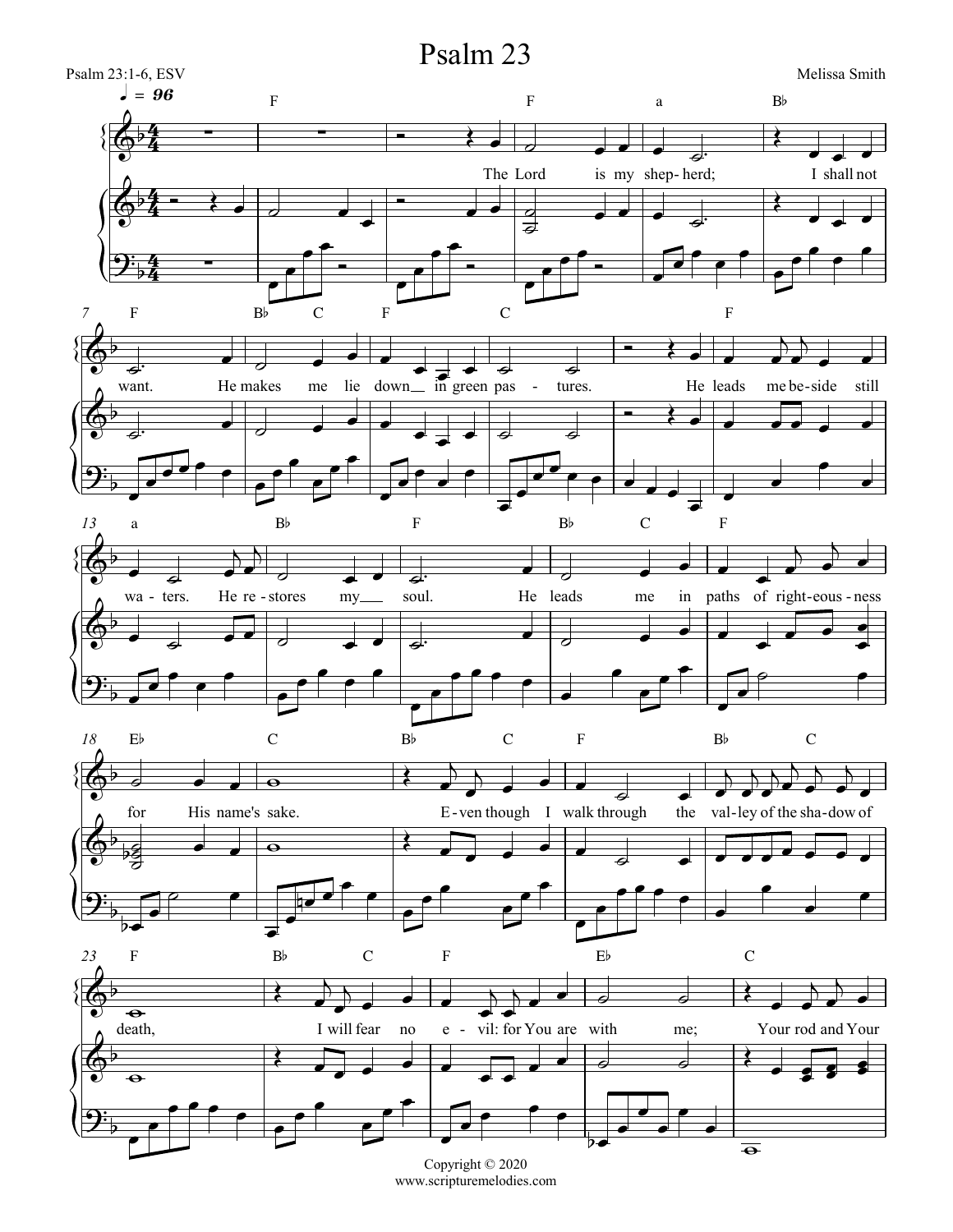# Psalm 23

Psalm 23:1-6, ESV

Melissa Smith

♩ = 96

The Lord is my shep-herd; I shall not want. He makes me lie down in green pas-tures. He leads me be-side still wa-ters. He re-stores my soul. He leads me in paths of right-eous-ness for His name's sake. E-ven though I walk through the val-ley of the sha-dow of death, I will fear no e-vil: for You are with me; Your rod and Your

Copyright © 2020
www.scripturemelodies.com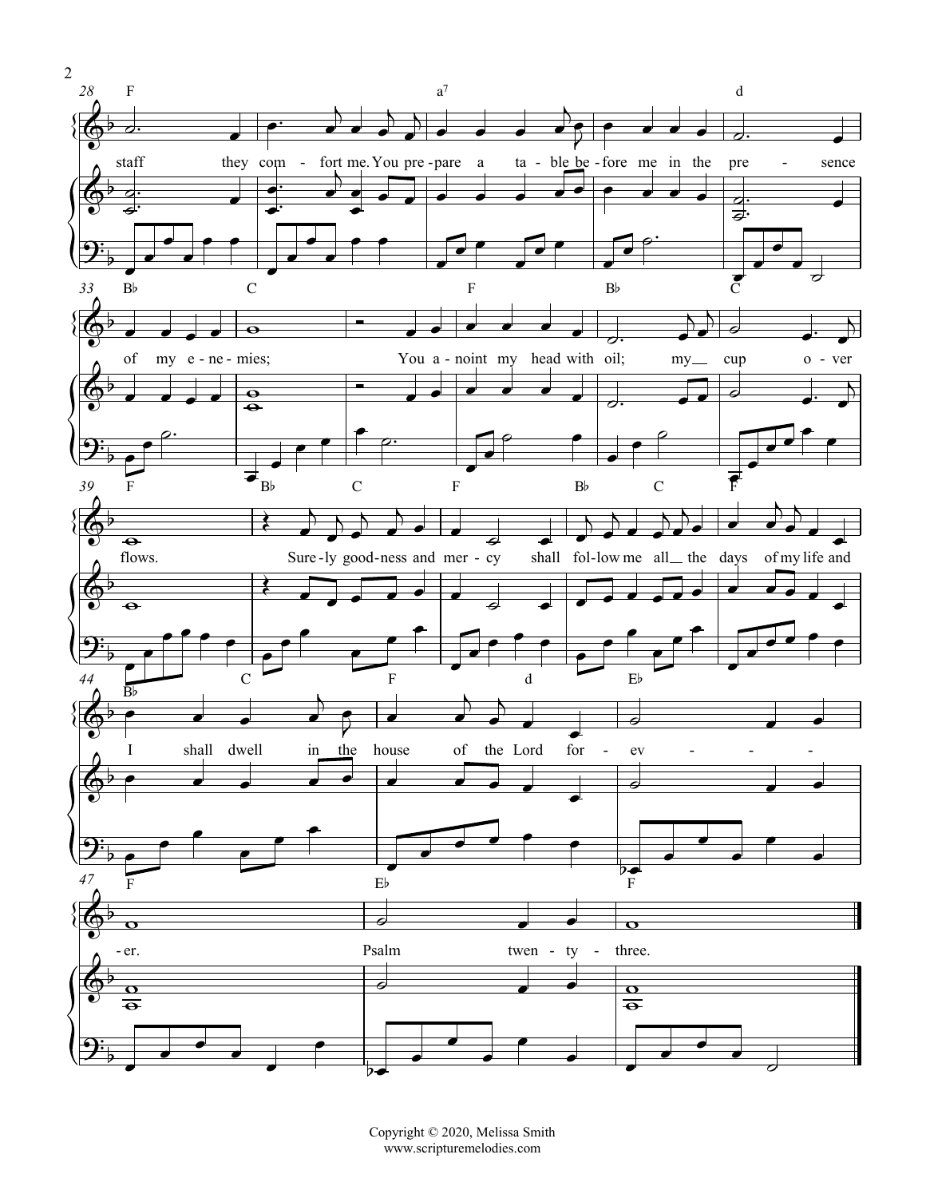staff they comfort me. You prepare a table before me in the presence of my enemies; You anoint my head with oil; my cup overflows. Surely goodness and mercy shall follow me all the days of my life and I shall dwell in the house of the Lord forever. Psalm twenty-three.

Copyright © 2020, Melissa Smith
www.scripturemelodies.com